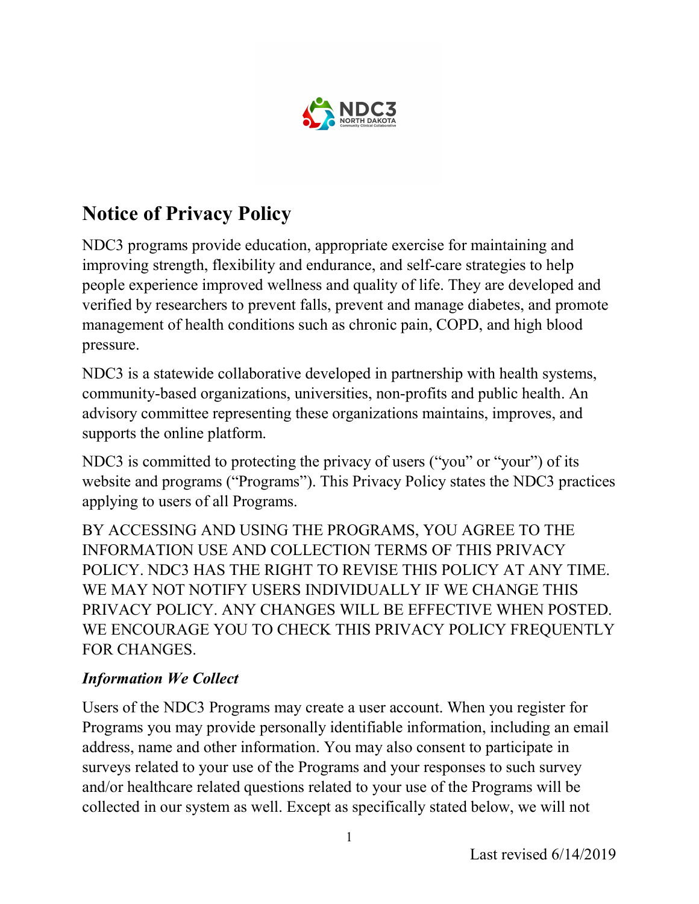# Notice of Privacy Policy

NDC3 programs provide education, appropriate exercise for maintaining and improving strength, flexibility and endurance, and self-care strategies to help people experience improved wellness and quality of life. They are developed and verified by researchers to prevent falls, prevent and manage diabetes, and promote management of health conditions such as chronic pain, COPD, and high blood pressure.

NDC3 is a statewide collaborative developed in partnership with health systems, community-based organizations, universities, non-profits and public health. An advisory committee representing these organizations maintains, improves, and supports the online platform.

NDC3 is committed to protecting the privacy of users ("you" or "your") of its website and programs ("Programs"). This Privacy Policy states the NDC3 practices applying to users of all Programs.

BY ACCESSING AND USING THE PROGRAMS, YOU AGREE TO THE INFORMATION USE AND COLLECTION TERMS OF THIS PRIVACY POLICY. NDC3 HAS THE RIGHT TO REVISE THIS POLICY AT ANY TIME. WE MAY NOT NOTIFY USERS INDIVIDUALLY IF WE CHANGE THIS PRIVACY POLICY. ANY CHANGES WILL BE EFFECTIVE WHEN POSTED. WE ENCOURAGE YOU TO CHECK THIS PRIVACY POLICY FREQUENTLY FOR CHANGES.

### *Information We Collect*

Users of the NDC3 Programs may create a user account. When you register for Programs you may provide personally identifiable information, including an email address, name and other information. You may also consent to participate in surveys related to your use of the Programs and your responses to such survey and/or healthcare related questions related to your use of the Programs will be collected in our system as well. Except as specifically stated below, we will not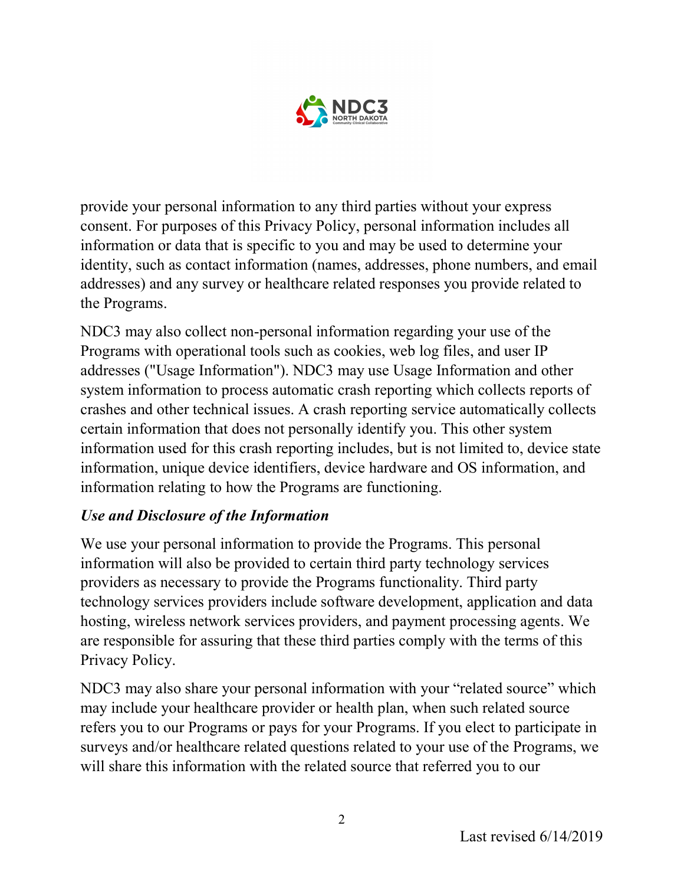provide your personal information to any third parties without your express consent. For purposes of this Privacy Policy, personal information includes all information or data that is specific to you and may be used to determine your identity, such as contact information (names, addresses, phone numbers, and email addresses) and any survey or healthcare related responses you provide related to the Programs.

NDC3 may also collect non-personal information regarding your use of the Programs with operational tools such as cookies, web log files, and user IP addresses ("Usage Information"). NDC3 may use Usage Information and other system information to process automatic crash reporting which collects reports of crashes and other technical issues. A crash reporting service automatically collects certain information that does not personally identify you. This other system information used for this crash reporting includes, but is not limited to, device state information, unique device identifiers, device hardware and OS information, and information relating to how the Programs are functioning.

### *Use and Disclosure of the Information*

We use your personal information to provide the Programs. This personal information will also be provided to certain third party technology services providers as necessary to provide the Programs functionality. Third party technology services providers include software development, application and data hosting, wireless network services providers, and payment processing agents. We are responsible for assuring that these third parties comply with the terms of this Privacy Policy.

NDC3 may also share your personal information with your "related source" which may include your healthcare provider or health plan, when such related source refers you to our Programs or pays for your Programs. If you elect to participate in surveys and/or healthcare related questions related to your use of the Programs, we will share this information with the related source that referred you to our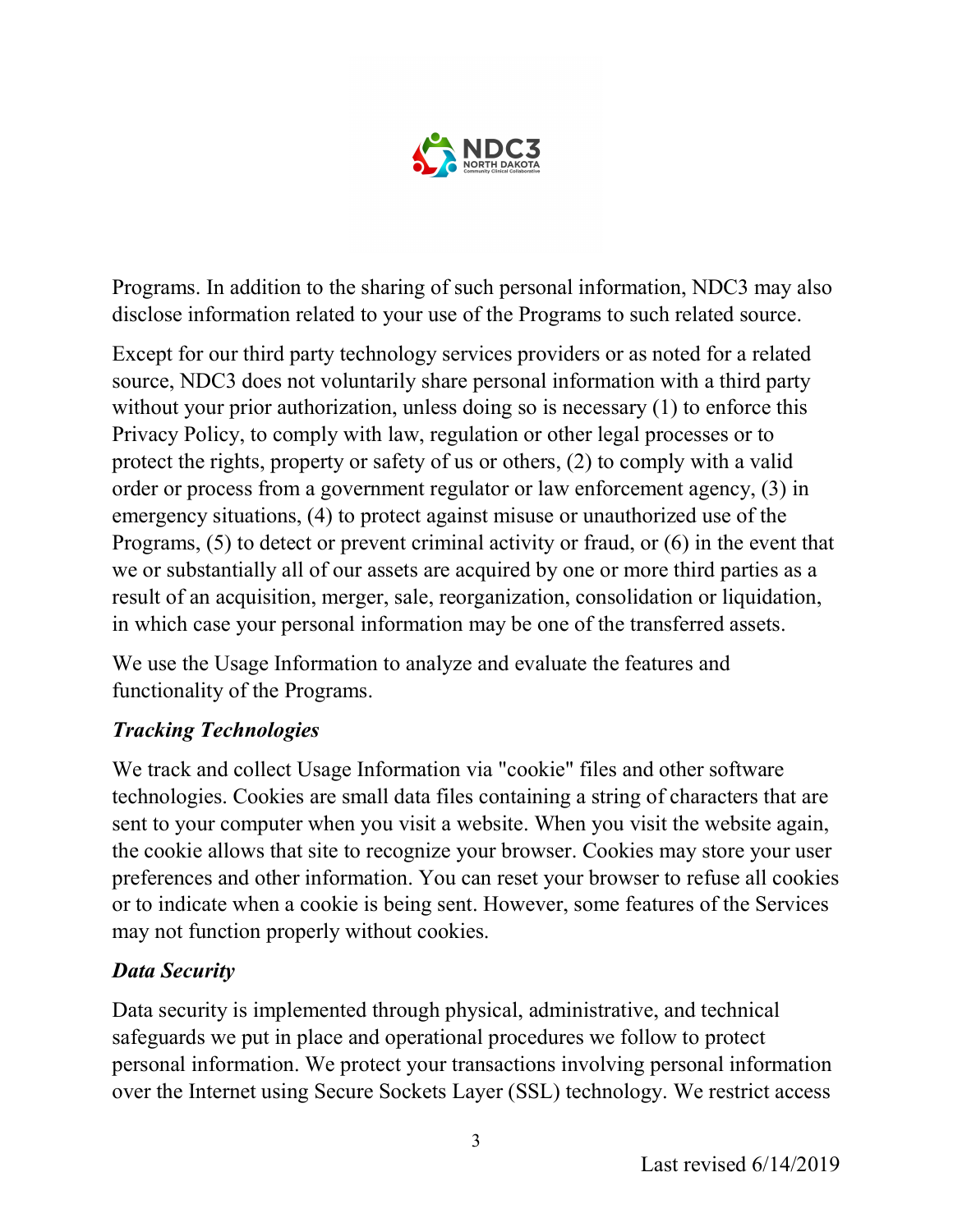Programs. In addition to the sharing of such personal information, NDC3 may also disclose information related to your use of the Programs to such related source.

Except for our third party technology services providers or as noted for a related source, NDC3 does not voluntarily share personal information with a third party without your prior authorization, unless doing so is necessary (1) to enforce this Privacy Policy, to comply with law, regulation or other legal processes or to protect the rights, property or safety of us or others, (2) to comply with a valid order or process from a government regulator or law enforcement agency, (3) in emergency situations, (4) to protect against misuse or unauthorized use of the Programs, (5) to detect or prevent criminal activity or fraud, or (6) in the event that we or substantially all of our assets are acquired by one or more third parties as a result of an acquisition, merger, sale, reorganization, consolidation or liquidation, in which case your personal information may be one of the transferred assets.

We use the Usage Information to analyze and evaluate the features and functionality of the Programs.

### *Tracking Technologies*

We track and collect Usage Information via "cookie" files and other software technologies. Cookies are small data files containing a string of characters that are sent to your computer when you visit a website. When you visit the website again, the cookie allows that site to recognize your browser. Cookies may store your user preferences and other information. You can reset your browser to refuse all cookies or to indicate when a cookie is being sent. However, some features of the Services may not function properly without cookies.

### *Data Security*

Data security is implemented through physical, administrative, and technical safeguards we put in place and operational procedures we follow to protect personal information. We protect your transactions involving personal information over the Internet using Secure Sockets Layer (SSL) technology. We restrict access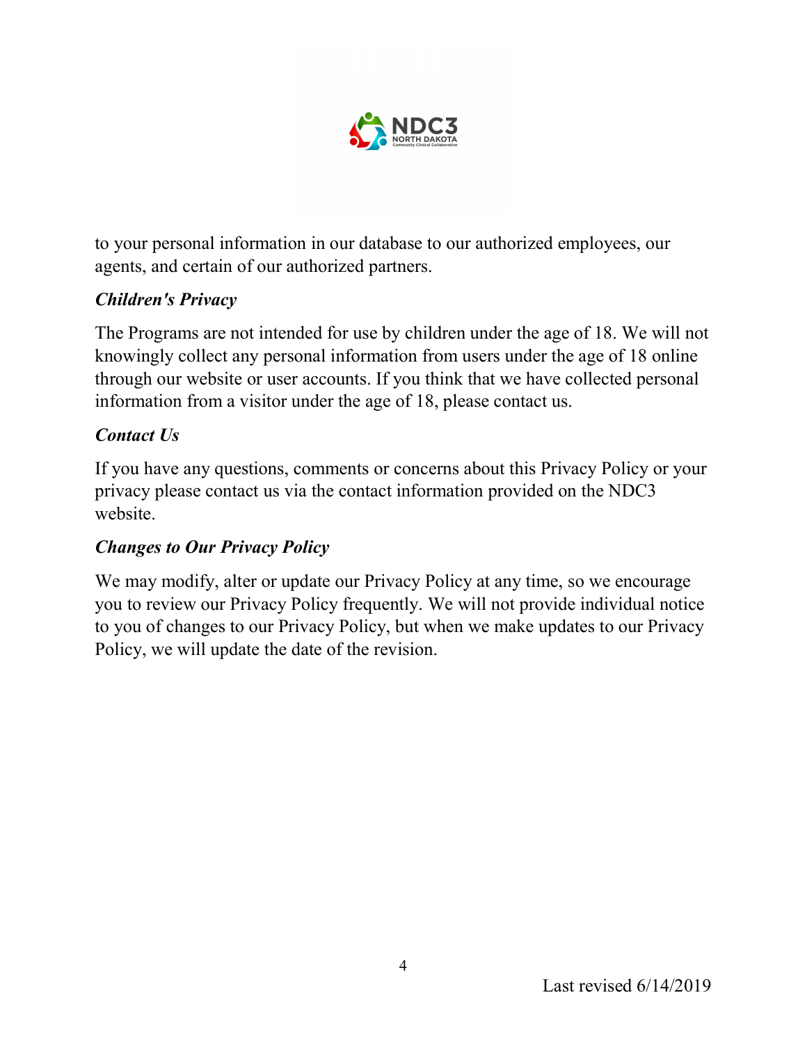to your personal information in our database to our authorized employees, our agents, and certain of our authorized partners.

### *Children's Privacy*

The Programs are not intended for use by children under the age of 18. We will not knowingly collect any personal information from users under the age of 18 online through our website or user accounts. If you think that we have collected personal information from a visitor under the age of 18, please contact us.

### *Contact Us*

If you have any questions, comments or concerns about this Privacy Policy or your privacy please contact us via the contact information provided on the NDC3 website.

### *Changes to Our Privacy Policy*

We may modify, alter or update our Privacy Policy at any time, so we encourage you to review our Privacy Policy frequently. We will not provide individual notice to you of changes to our Privacy Policy, but when we make updates to our Privacy Policy, we will update the date of the revision.

Last revised 6/14/2019